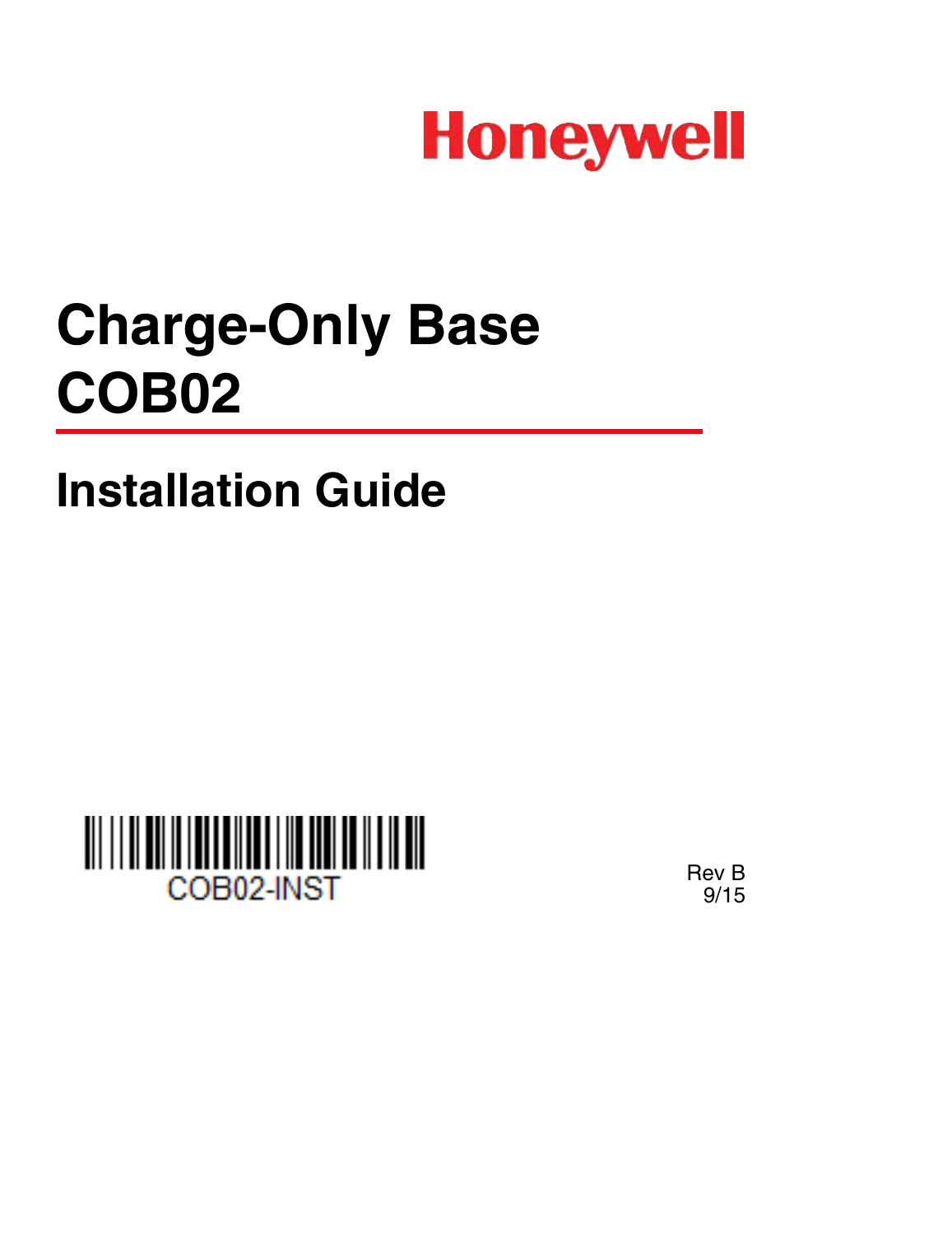Honeywell

# Charge-Only Base
# COB02

## Installation Guide

COB02-INST

Rev B
9/15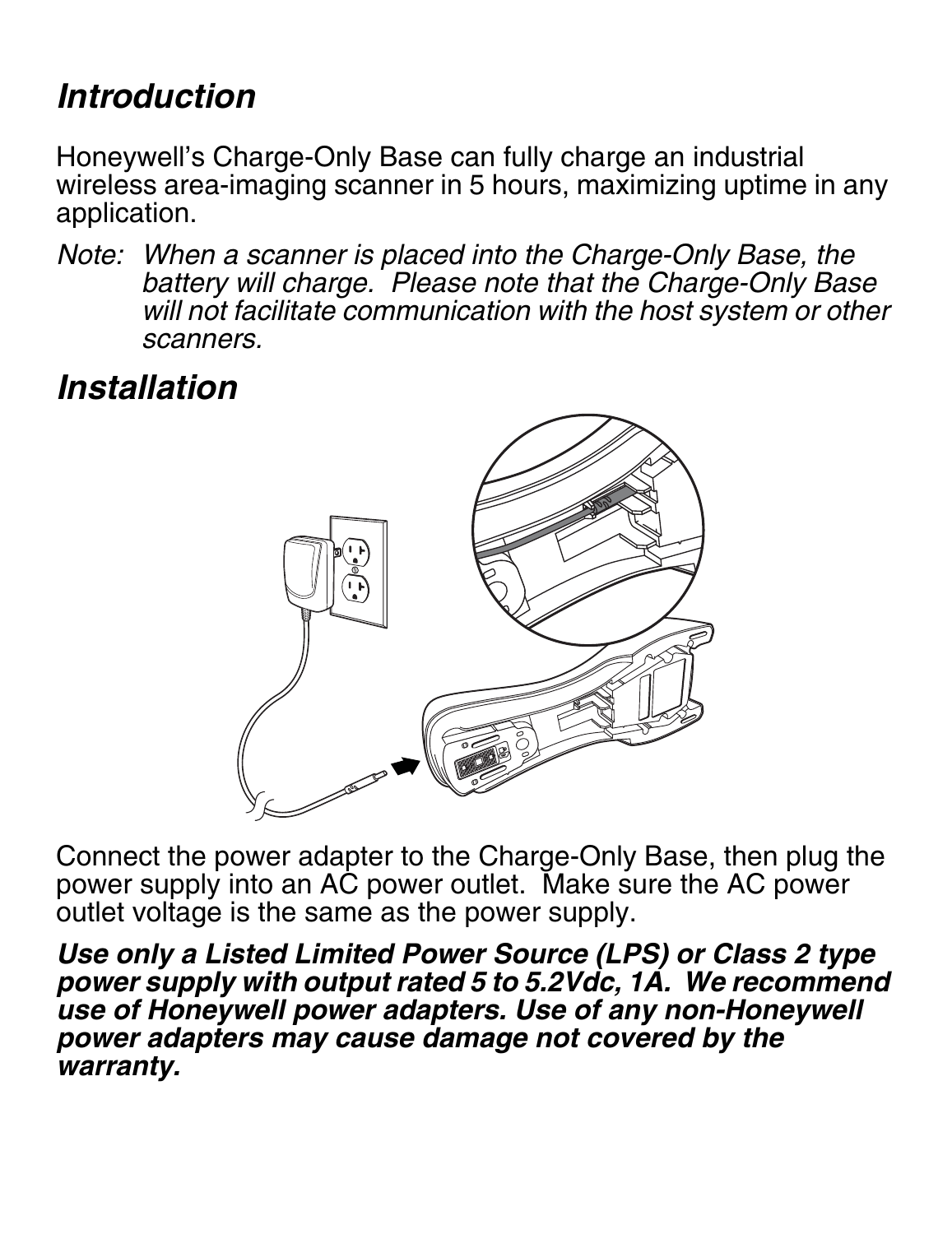## *Introduction*

Honeywell's Charge-Only Base can fully charge an industrial wireless area-imaging scanner in 5 hours, maximizing uptime in any application.

*Note: When a scanner is placed into the Charge-Only Base, the battery will charge. Please note that the Charge-Only Base will not facilitate communication with the host system or other scanners.*

## *Installation*

Connect the power adapter to the Charge-Only Base, then plug the power supply into an AC power outlet. Make sure the AC power outlet voltage is the same as the power supply.

***Use only a Listed Limited Power Source (LPS) or Class 2 type power supply with output rated 5 to 5.2Vdc, 1A. We recommend use of Honeywell power adapters. Use of any non-Honeywell power adapters may cause damage not covered by the warranty.***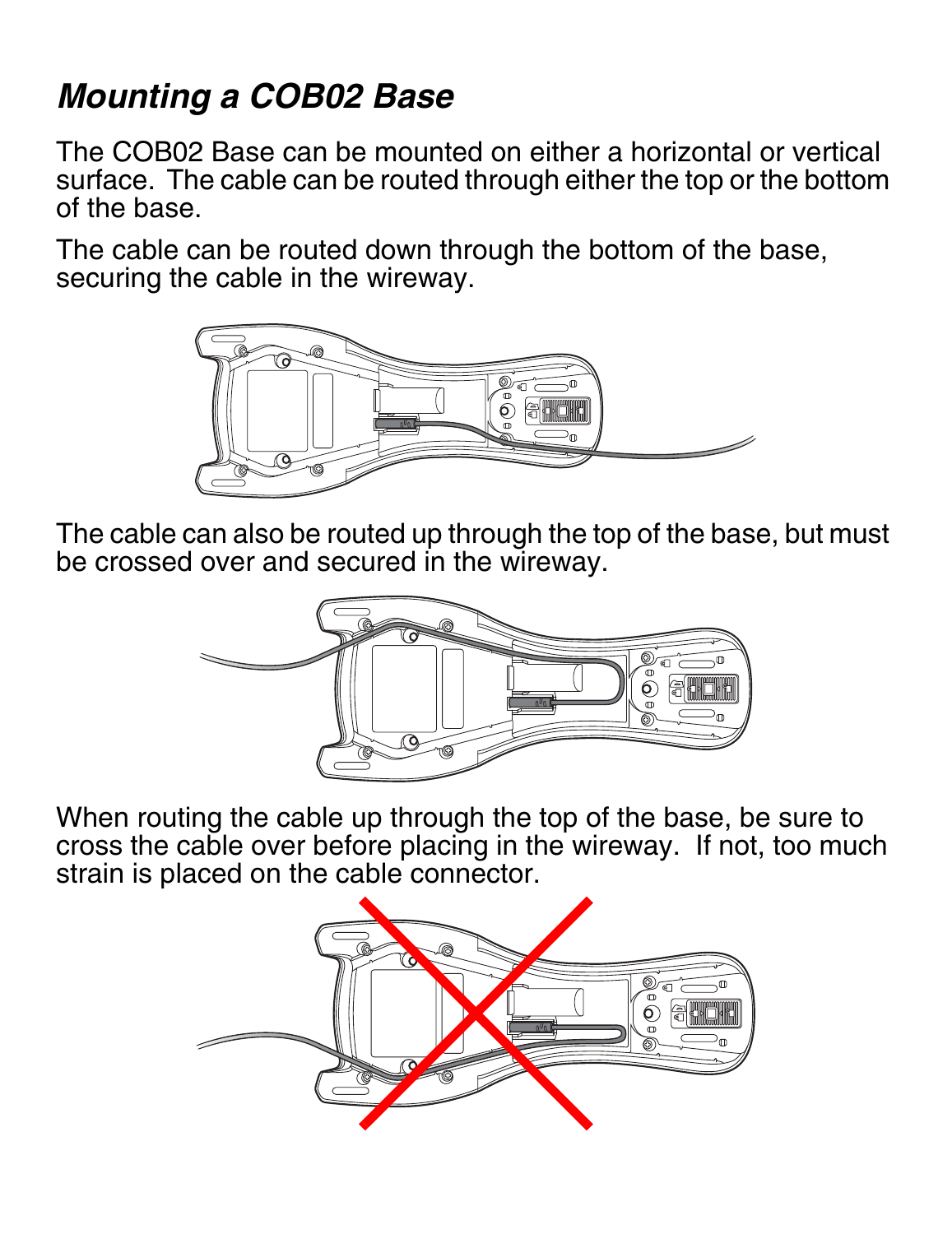## *Mounting a COB02 Base*

The COB02 Base can be mounted on either a horizontal or vertical surface. The cable can be routed through either the top or the bottom of the base.

The cable can be routed down through the bottom of the base, securing the cable in the wireway.

The cable can also be routed up through the top of the base, but must be crossed over and secured in the wireway.

When routing the cable up through the top of the base, be sure to cross the cable over before placing in the wireway. If not, too much strain is placed on the cable connector.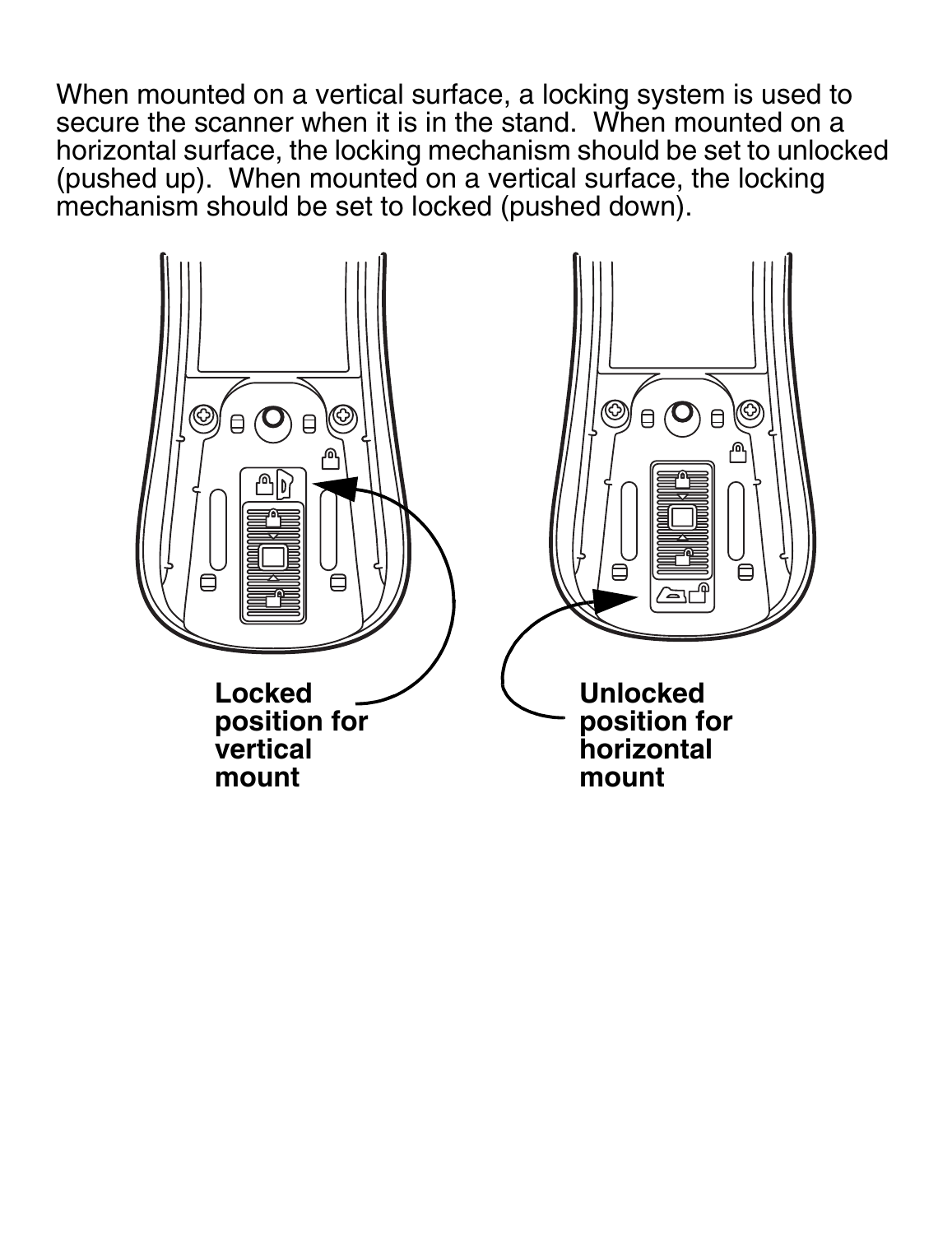When mounted on a vertical surface, a locking system is used to secure the scanner when it is in the stand. When mounted on a horizontal surface, the locking mechanism should be set to unlocked (pushed up). When mounted on a vertical surface, the locking mechanism should be set to locked (pushed down).

**Locked position for vertical mount**

**Unlocked position for horizontal mount**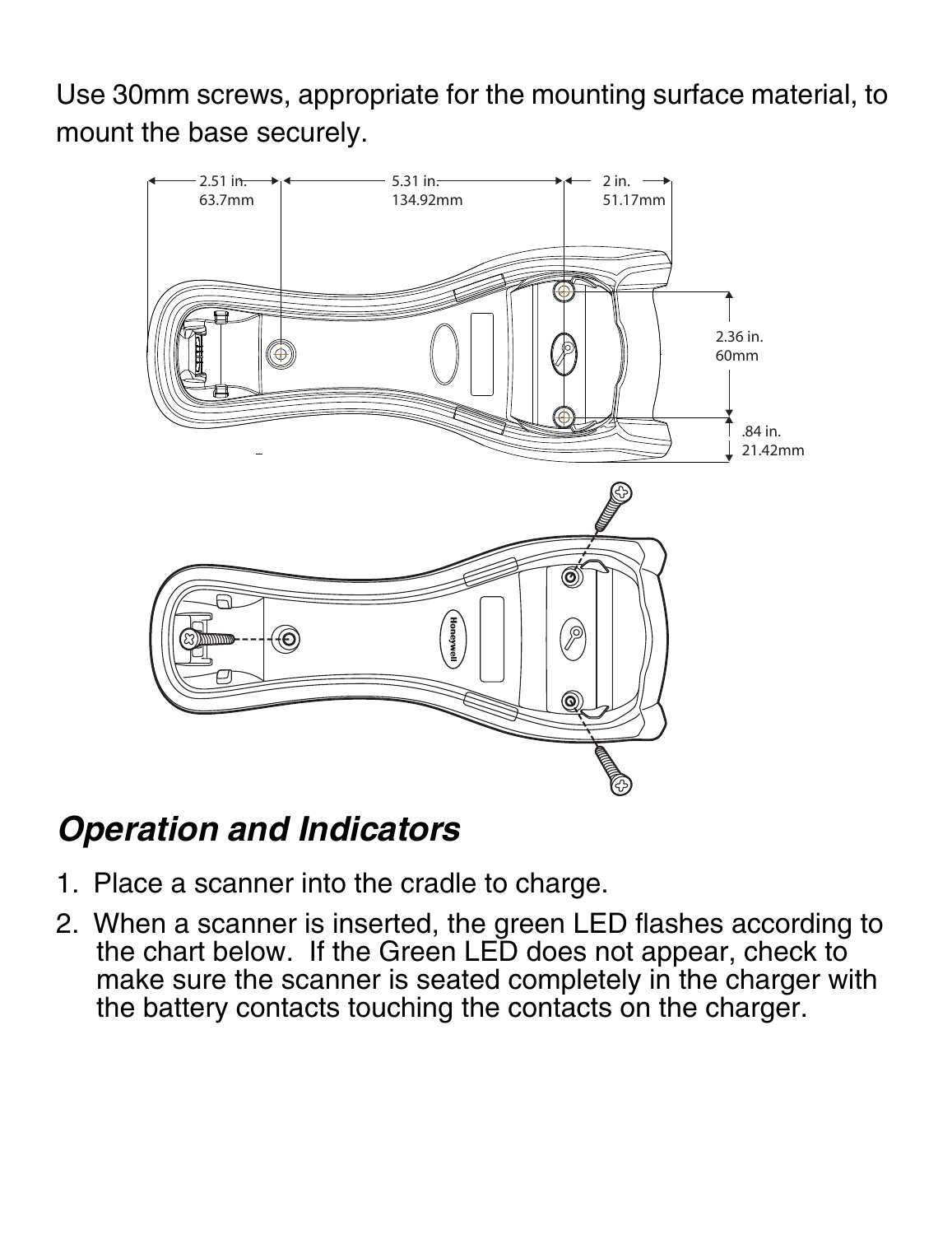Use 30mm screws, appropriate for the mounting surface material, to mount the base securely.

2.51 in.
63.7mm

5.31 in.
134.92mm

2 in.
51.17mm

2.36 in.
60mm

.84 in.
21.42mm

Honeywell

## *Operation and Indicators*

1. Place a scanner into the cradle to charge.
2. When a scanner is inserted, the green LED flashes according to the chart below. If the Green LED does not appear, check to make sure the scanner is seated completely in the charger with the battery contacts touching the contacts on the charger.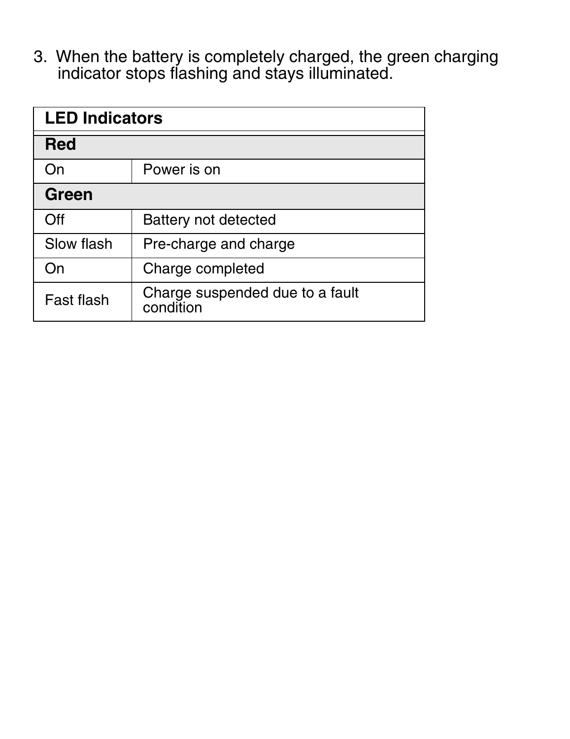3. When the battery is completely charged, the green charging indicator stops flashing and stays illuminated.

| LED Indicators | |
|---|---|
| **Red** | |
| On | Power is on |
| **Green** | |
| Off | Battery not detected |
| Slow flash | Pre-charge and charge |
| On | Charge completed |
| Fast flash | Charge suspended due to a fault condition |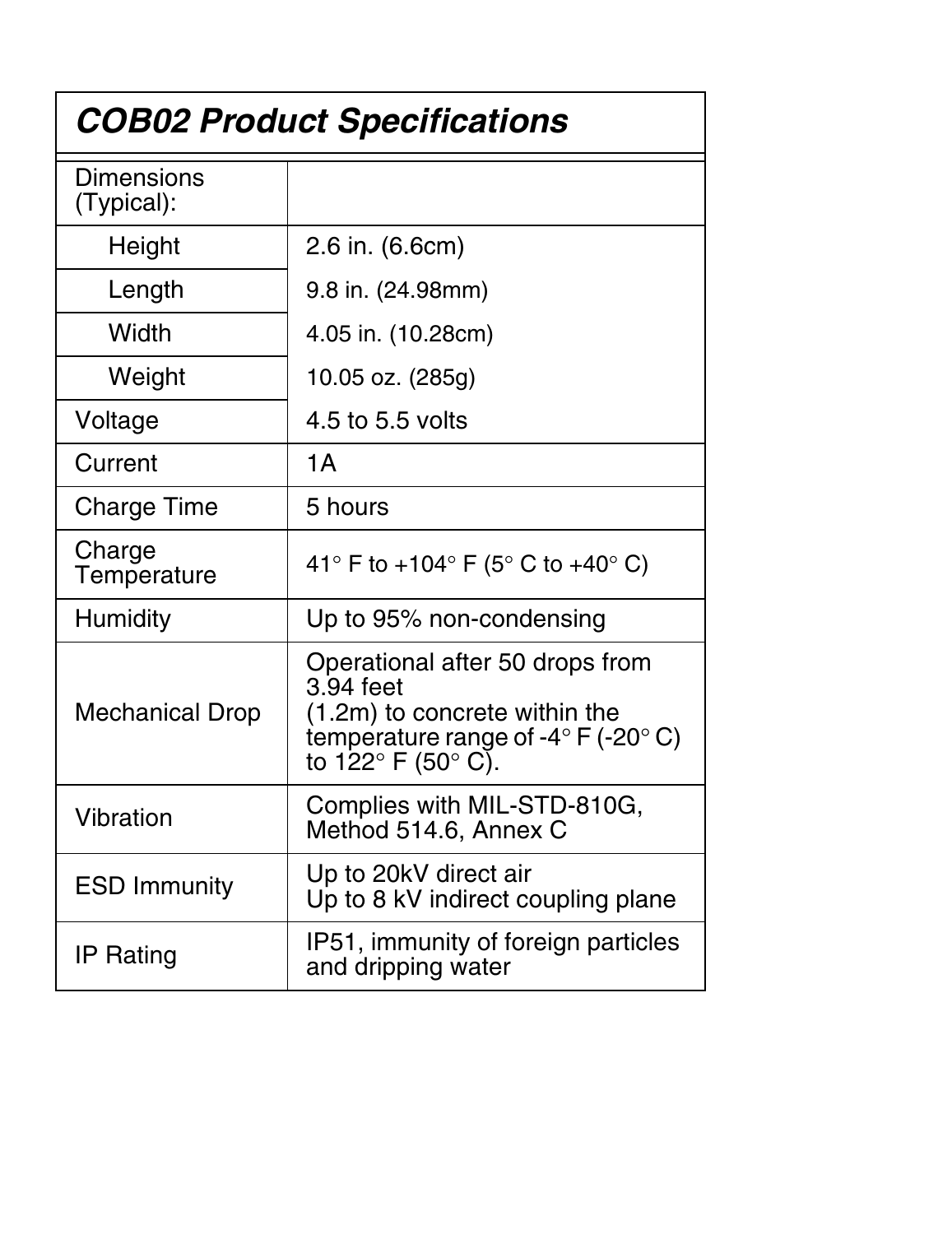## *COB02 Product Specifications*

| | |
|---|---|
| Dimensions (Typical): | |
| Height | 2.6 in. (6.6cm) |
| Length | 9.8 in. (24.98mm) |
| Width | 4.05 in. (10.28cm) |
| Weight | 10.05 oz. (285g) |
| Voltage | 4.5 to 5.5 volts |
| Current | 1A |
| Charge Time | 5 hours |
| Charge Temperature | 41° F to +104° F (5° C to +40° C) |
| Humidity | Up to 95% non-condensing |
| Mechanical Drop | Operational after 50 drops from 3.94 feet (1.2m) to concrete within the temperature range of -4° F (-20° C) to 122° F (50° C). |
| Vibration | Complies with MIL-STD-810G, Method 514.6, Annex C |
| ESD Immunity | Up to 20kV direct air<br>Up to 8 kV indirect coupling plane |
| IP Rating | IP51, immunity of foreign particles and dripping water |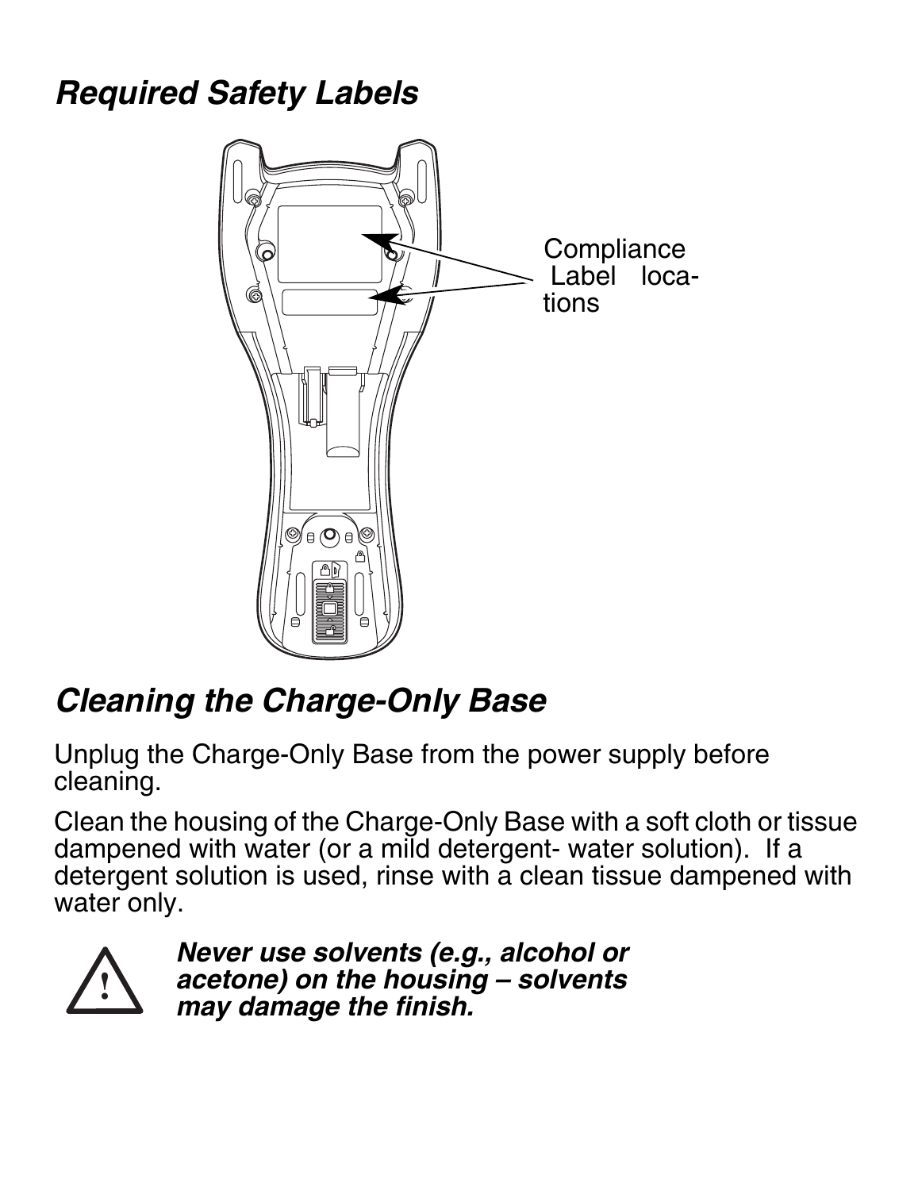## Required Safety Labels

Compliance Label locations

## Cleaning the Charge-Only Base

Unplug the Charge-Only Base from the power supply before cleaning.

Clean the housing of the Charge-Only Base with a soft cloth or tissue dampened with water (or a mild detergent- water solution). If a detergent solution is used, rinse with a clean tissue dampened with water only.

***Never use solvents (e.g., alcohol or acetone) on the housing – solvents may damage the finish.***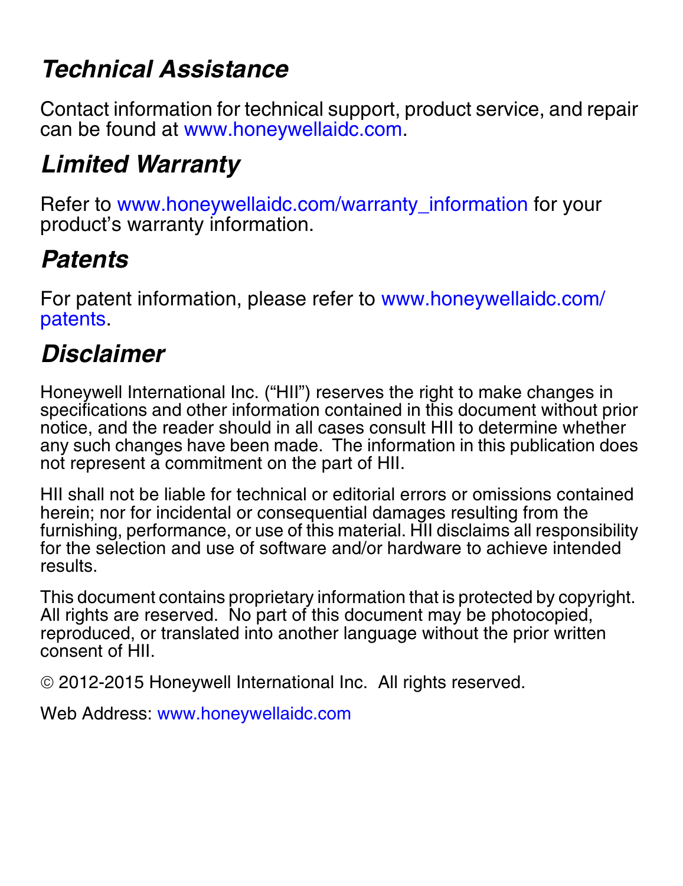## *Technical Assistance*

Contact information for technical support, product service, and repair can be found at www.honeywellaidc.com.

## *Limited Warranty*

Refer to www.honeywellaidc.com/warranty_information for your product's warranty information.

## *Patents*

For patent information, please refer to www.honeywellaidc.com/patents.

## *Disclaimer*

Honeywell International Inc. ("HII") reserves the right to make changes in specifications and other information contained in this document without prior notice, and the reader should in all cases consult HII to determine whether any such changes have been made. The information in this publication does not represent a commitment on the part of HII.

HII shall not be liable for technical or editorial errors or omissions contained herein; nor for incidental or consequential damages resulting from the furnishing, performance, or use of this material. HII disclaims all responsibility for the selection and use of software and/or hardware to achieve intended results.

This document contains proprietary information that is protected by copyright. All rights are reserved. No part of this document may be photocopied, reproduced, or translated into another language without the prior written consent of HII.

© 2012-2015 Honeywell International Inc. All rights reserved.

Web Address: www.honeywellaidc.com